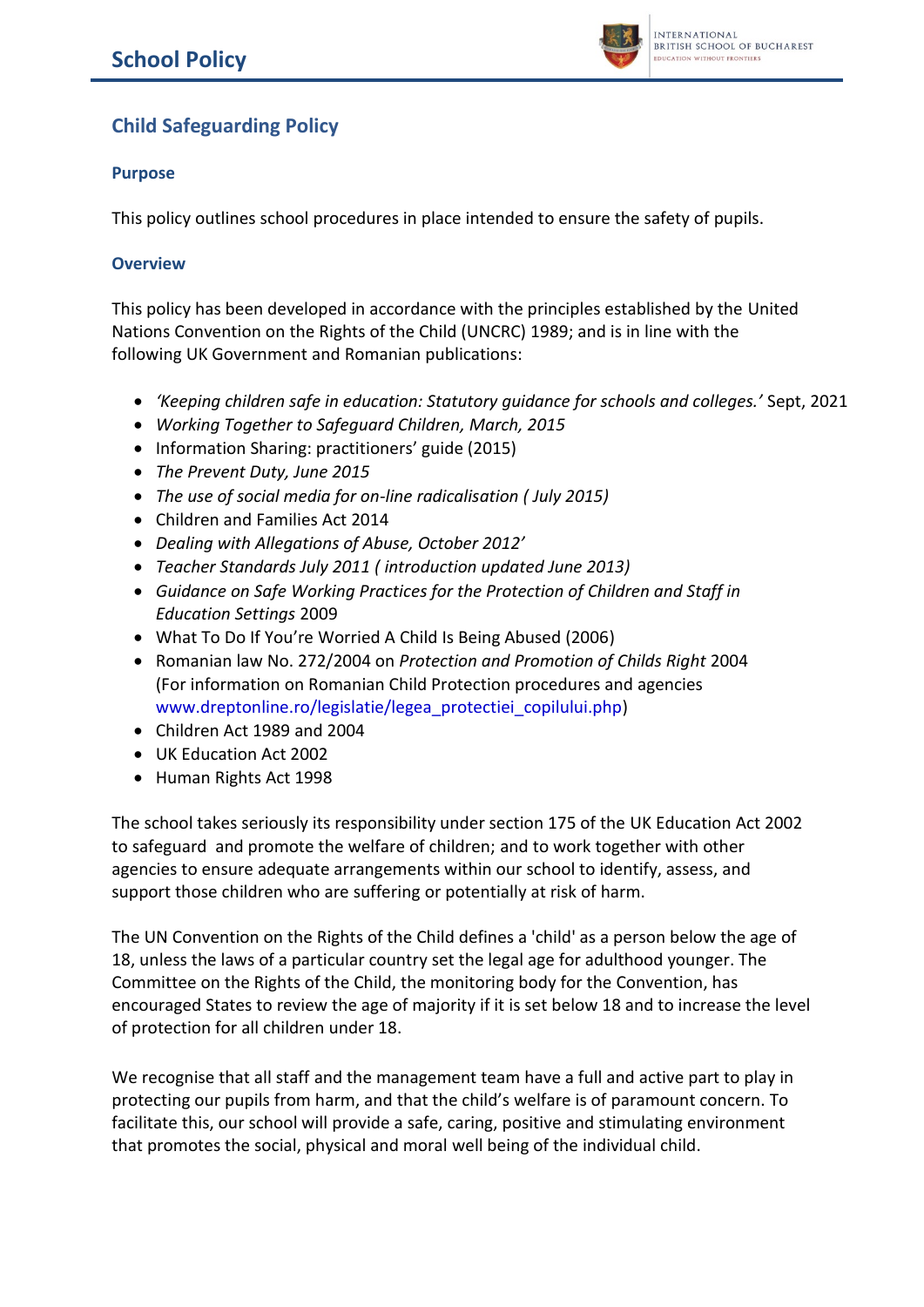# School Policy

## Child Safeguarding Policy

### Purpose

This policy outlines school procedures in place intended to ensure the safety of pupils.

### Overview

This policy has been developed in accordance with the principles established by the United Nations Convention on the Rights of the Child (UNCRC) 1989; and is in line with the following UK Government and Romanian publications:

- *'Keeping children safe in education: Statutory guidance for schools and colleges.'* Sept, 2021
- *Working Together to Safeguard Children, March, 2015*
- Information Sharing: practitioners' guide (2015)
- *The Prevent Duty, June 2015*
- *The use of social media for on-line radicalisation ( July 2015)*
- Children and Families Act 2014
- *Dealing with Allegations of Abuse, October 2012'*
- *Teacher Standards July 2011 ( introduction updated June 2013)*
- *Guidance on Safe Working Practices for the Protection of Children and Staff in Education Settings* 2009
- What To Do If You're Worried A Child Is Being Abused (2006)
- Romanian law No. 272/2004 on *Protection and Promotion of Childs Right* 2004 (For information on Romanian Child Protection procedures and agencies www.dreptonline.ro/legislatie/legea_protectiei_copilului.php)
- Children Act 1989 and 2004
- UK Education Act 2002
- Human Rights Act 1998

The school takes seriously its responsibility under section 175 of the UK Education Act 2002 to safeguard and promote the welfare of children; and to work together with other agencies to ensure adequate arrangements within our school to identify, assess, and support those children who are suffering or potentially at risk of harm.

The UN Convention on the Rights of the Child defines a 'child' as a person below the age of 18, unless the laws of a particular country set the legal age for adulthood younger. The Committee on the Rights of the Child, the monitoring body for the Convention, has encouraged States to review the age of majority if it is set below 18 and to increase the level of protection for all children under 18.

We recognise that all staff and the management team have a full and active part to play in protecting our pupils from harm, and that the child's welfare is of paramount concern. To facilitate this, our school will provide a safe, caring, positive and stimulating environment that promotes the social, physical and moral well being of the individual child.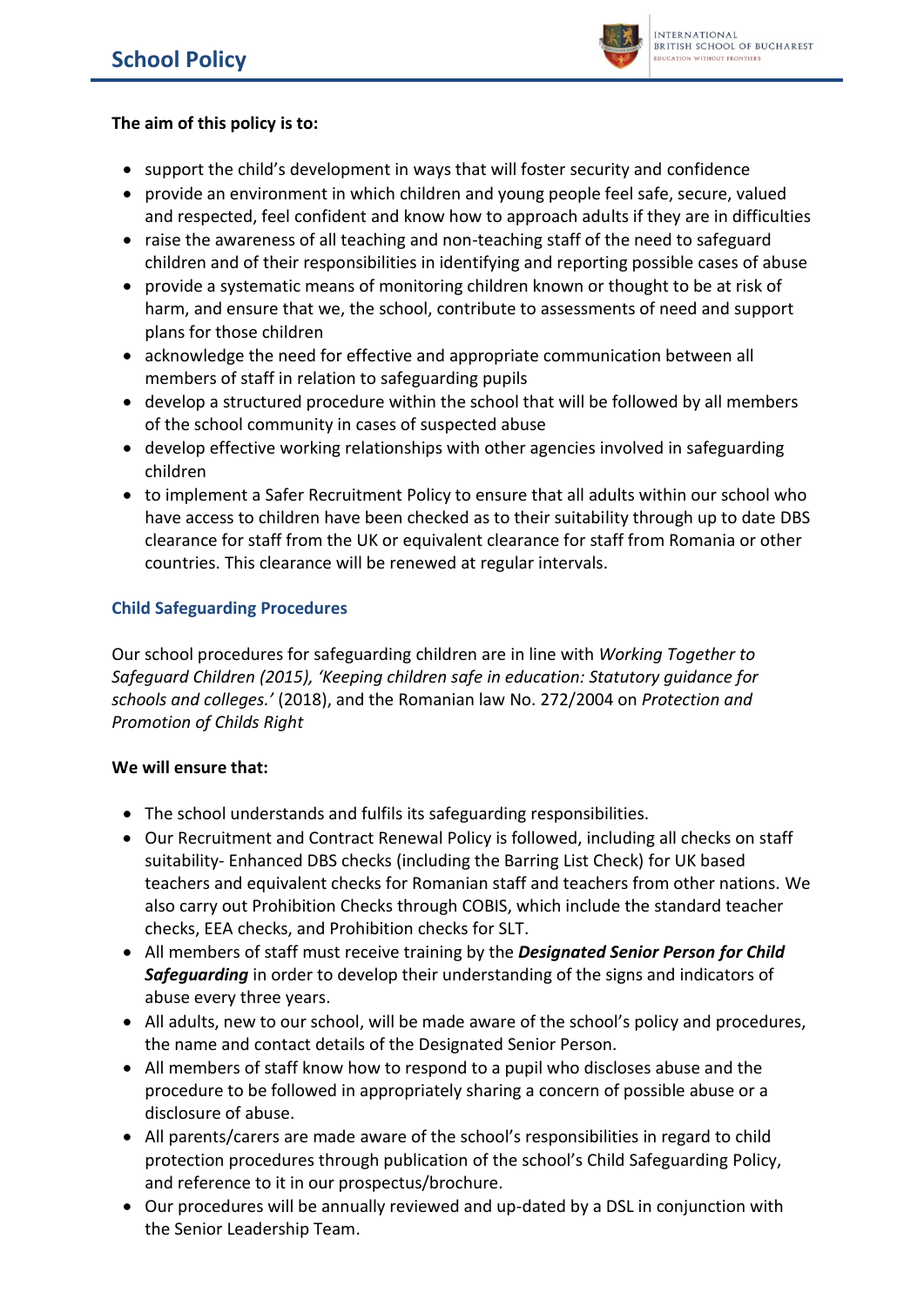**The aim of this policy is to:**

- support the child's development in ways that will foster security and confidence
- provide an environment in which children and young people feel safe, secure, valued and respected, feel confident and know how to approach adults if they are in difficulties
- raise the awareness of all teaching and non-teaching staff of the need to safeguard children and of their responsibilities in identifying and reporting possible cases of abuse
- provide a systematic means of monitoring children known or thought to be at risk of harm, and ensure that we, the school, contribute to assessments of need and support plans for those children
- acknowledge the need for effective and appropriate communication between all members of staff in relation to safeguarding pupils
- develop a structured procedure within the school that will be followed by all members of the school community in cases of suspected abuse
- develop effective working relationships with other agencies involved in safeguarding children
- to implement a Safer Recruitment Policy to ensure that all adults within our school who have access to children have been checked as to their suitability through up to date DBS clearance for staff from the UK or equivalent clearance for staff from Romania or other countries. This clearance will be renewed at regular intervals.

## Child Safeguarding Procedures

Our school procedures for safeguarding children are in line with *Working Together to Safeguard Children (2015), 'Keeping children safe in education: Statutory guidance for schools and colleges.'* (2018), and the Romanian law No. 272/2004 on *Protection and Promotion of Childs Right*

**We will ensure that:**

- The school understands and fulfils its safeguarding responsibilities.
- Our Recruitment and Contract Renewal Policy is followed, including all checks on staff suitability- Enhanced DBS checks (including the Barring List Check) for UK based teachers and equivalent checks for Romanian staff and teachers from other nations. We also carry out Prohibition Checks through COBIS, which include the standard teacher checks, EEA checks, and Prohibition checks for SLT.
- All members of staff must receive training by the ***Designated Senior Person for Child Safeguarding*** in order to develop their understanding of the signs and indicators of abuse every three years.
- All adults, new to our school, will be made aware of the school's policy and procedures, the name and contact details of the Designated Senior Person.
- All members of staff know how to respond to a pupil who discloses abuse and the procedure to be followed in appropriately sharing a concern of possible abuse or a disclosure of abuse.
- All parents/carers are made aware of the school's responsibilities in regard to child protection procedures through publication of the school's Child Safeguarding Policy, and reference to it in our prospectus/brochure.
- Our procedures will be annually reviewed and up-dated by a DSL in conjunction with the Senior Leadership Team.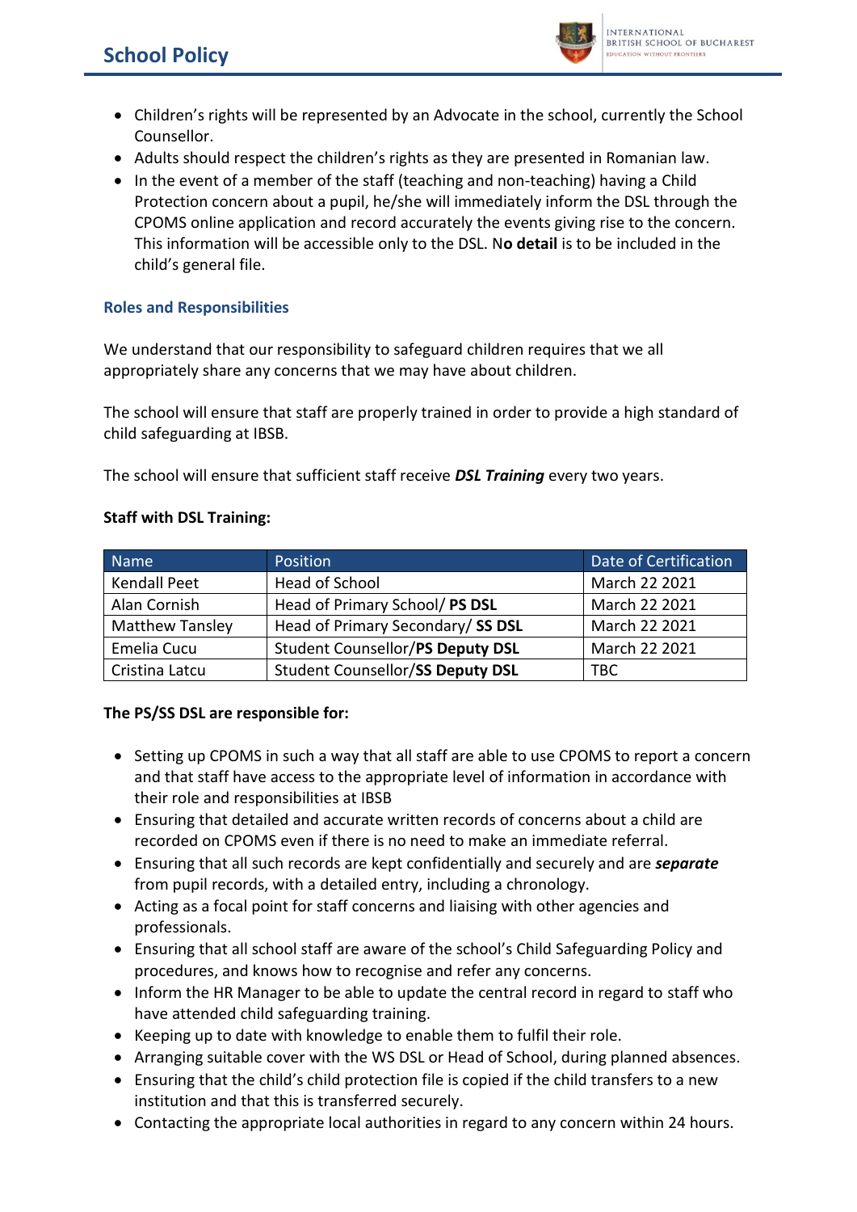- Children's rights will be represented by an Advocate in the school, currently the School Counsellor.
- Adults should respect the children's rights as they are presented in Romanian law.
- In the event of a member of the staff (teaching and non-teaching) having a Child Protection concern about a pupil, he/she will immediately inform the DSL through the CPOMS online application and record accurately the events giving rise to the concern. This information will be accessible only to the DSL. N**o detail** is to be included in the child's general file.

### Roles and Responsibilities

We understand that our responsibility to safeguard children requires that we all appropriately share any concerns that we may have about children.

The school will ensure that staff are properly trained in order to provide a high standard of child safeguarding at IBSB.

The school will ensure that sufficient staff receive ***DSL Training*** every two years.

**Staff with DSL Training:**

| Name | Position | Date of Certification |
|---|---|---|
| Kendall Peet | Head of School | March 22 2021 |
| Alan Cornish | Head of Primary School/ **PS DSL** | March 22 2021 |
| Matthew Tansley | Head of Primary Secondary/ **SS DSL** | March 22 2021 |
| Emelia Cucu | Student Counsellor/**PS Deputy DSL** | March 22 2021 |
| Cristina Latcu | Student Counsellor/**SS Deputy DSL** | TBC |

**The PS/SS DSL are responsible for:**

- Setting up CPOMS in such a way that all staff are able to use CPOMS to report a concern and that staff have access to the appropriate level of information in accordance with their role and responsibilities at IBSB
- Ensuring that detailed and accurate written records of concerns about a child are recorded on CPOMS even if there is no need to make an immediate referral.
- Ensuring that all such records are kept confidentially and securely and are ***separate*** from pupil records, with a detailed entry, including a chronology.
- Acting as a focal point for staff concerns and liaising with other agencies and professionals.
- Ensuring that all school staff are aware of the school's Child Safeguarding Policy and procedures, and knows how to recognise and refer any concerns.
- Inform the HR Manager to be able to update the central record in regard to staff who have attended child safeguarding training.
- Keeping up to date with knowledge to enable them to fulfil their role.
- Arranging suitable cover with the WS DSL or Head of School, during planned absences.
- Ensuring that the child's child protection file is copied if the child transfers to a new institution and that this is transferred securely.
- Contacting the appropriate local authorities in regard to any concern within 24 hours.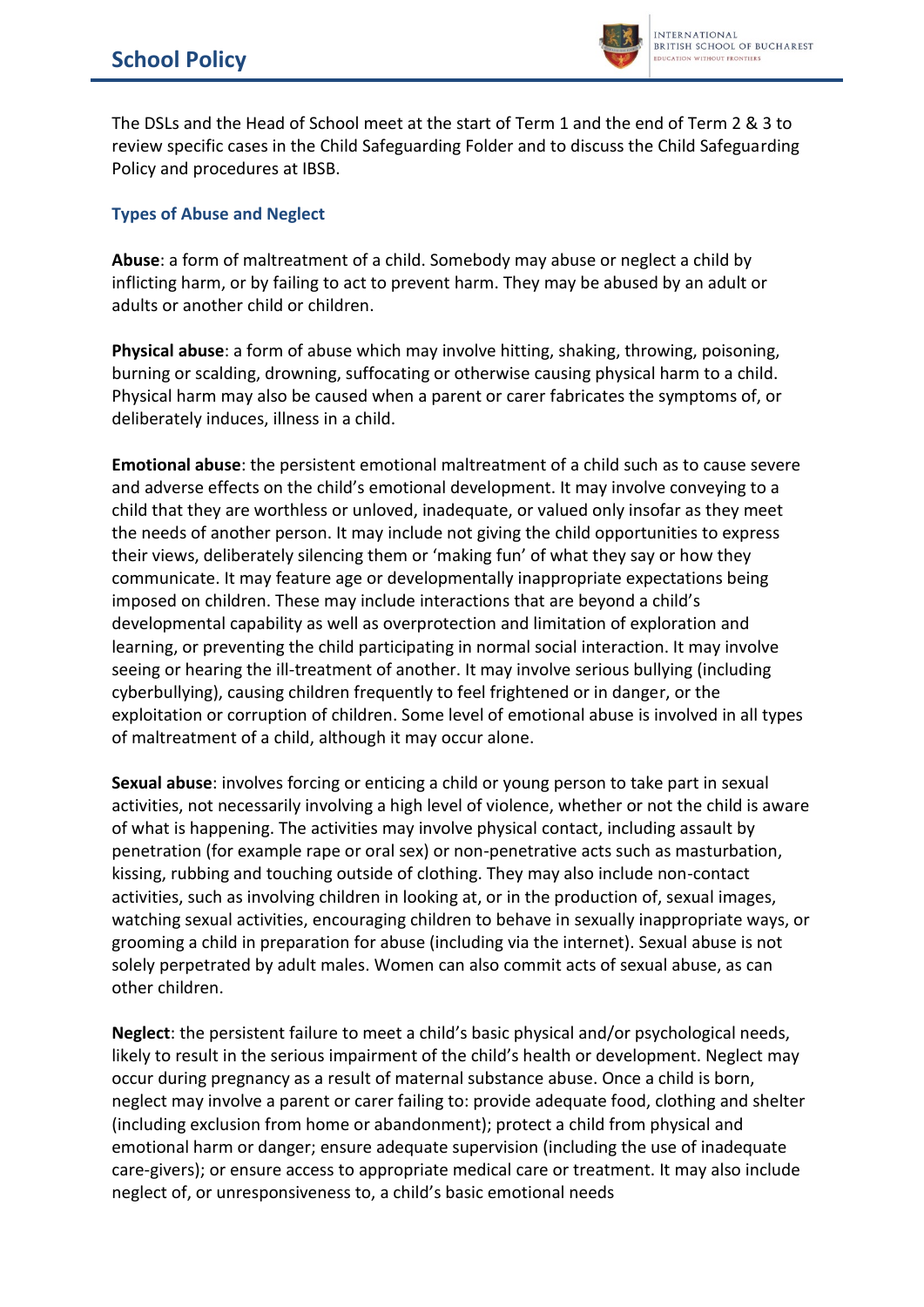The DSLs and the Head of School meet at the start of Term 1 and the end of Term 2 & 3 to review specific cases in the Child Safeguarding Folder and to discuss the Child Safeguarding Policy and procedures at IBSB.

### Types of Abuse and Neglect

**Abuse**: a form of maltreatment of a child. Somebody may abuse or neglect a child by inflicting harm, or by failing to act to prevent harm. They may be abused by an adult or adults or another child or children.

**Physical abuse**: a form of abuse which may involve hitting, shaking, throwing, poisoning, burning or scalding, drowning, suffocating or otherwise causing physical harm to a child. Physical harm may also be caused when a parent or carer fabricates the symptoms of, or deliberately induces, illness in a child.

**Emotional abuse**: the persistent emotional maltreatment of a child such as to cause severe and adverse effects on the child's emotional development. It may involve conveying to a child that they are worthless or unloved, inadequate, or valued only insofar as they meet the needs of another person. It may include not giving the child opportunities to express their views, deliberately silencing them or 'making fun' of what they say or how they communicate. It may feature age or developmentally inappropriate expectations being imposed on children. These may include interactions that are beyond a child's developmental capability as well as overprotection and limitation of exploration and learning, or preventing the child participating in normal social interaction. It may involve seeing or hearing the ill-treatment of another. It may involve serious bullying (including cyberbullying), causing children frequently to feel frightened or in danger, or the exploitation or corruption of children. Some level of emotional abuse is involved in all types of maltreatment of a child, although it may occur alone.

**Sexual abuse**: involves forcing or enticing a child or young person to take part in sexual activities, not necessarily involving a high level of violence, whether or not the child is aware of what is happening. The activities may involve physical contact, including assault by penetration (for example rape or oral sex) or non-penetrative acts such as masturbation, kissing, rubbing and touching outside of clothing. They may also include non-contact activities, such as involving children in looking at, or in the production of, sexual images, watching sexual activities, encouraging children to behave in sexually inappropriate ways, or grooming a child in preparation for abuse (including via the internet). Sexual abuse is not solely perpetrated by adult males. Women can also commit acts of sexual abuse, as can other children.

**Neglect**: the persistent failure to meet a child's basic physical and/or psychological needs, likely to result in the serious impairment of the child's health or development. Neglect may occur during pregnancy as a result of maternal substance abuse. Once a child is born, neglect may involve a parent or carer failing to: provide adequate food, clothing and shelter (including exclusion from home or abandonment); protect a child from physical and emotional harm or danger; ensure adequate supervision (including the use of inadequate care-givers); or ensure access to appropriate medical care or treatment. It may also include neglect of, or unresponsiveness to, a child's basic emotional needs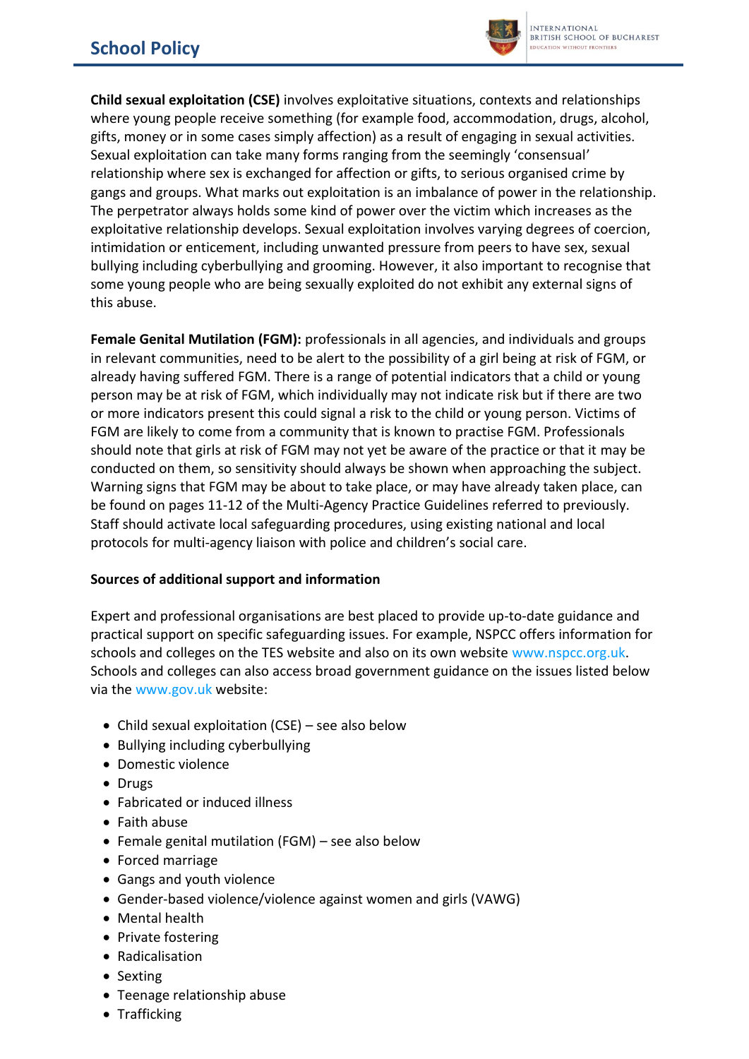**Child sexual exploitation (CSE)** involves exploitative situations, contexts and relationships where young people receive something (for example food, accommodation, drugs, alcohol, gifts, money or in some cases simply affection) as a result of engaging in sexual activities. Sexual exploitation can take many forms ranging from the seemingly 'consensual' relationship where sex is exchanged for affection or gifts, to serious organised crime by gangs and groups. What marks out exploitation is an imbalance of power in the relationship. The perpetrator always holds some kind of power over the victim which increases as the exploitative relationship develops. Sexual exploitation involves varying degrees of coercion, intimidation or enticement, including unwanted pressure from peers to have sex, sexual bullying including cyberbullying and grooming. However, it also important to recognise that some young people who are being sexually exploited do not exhibit any external signs of this abuse.

**Female Genital Mutilation (FGM):** professionals in all agencies, and individuals and groups in relevant communities, need to be alert to the possibility of a girl being at risk of FGM, or already having suffered FGM. There is a range of potential indicators that a child or young person may be at risk of FGM, which individually may not indicate risk but if there are two or more indicators present this could signal a risk to the child or young person. Victims of FGM are likely to come from a community that is known to practise FGM. Professionals should note that girls at risk of FGM may not yet be aware of the practice or that it may be conducted on them, so sensitivity should always be shown when approaching the subject. Warning signs that FGM may be about to take place, or may have already taken place, can be found on pages 11-12 of the Multi-Agency Practice Guidelines referred to previously. Staff should activate local safeguarding procedures, using existing national and local protocols for multi-agency liaison with police and children's social care.

**Sources of additional support and information**

Expert and professional organisations are best placed to provide up-to-date guidance and practical support on specific safeguarding issues. For example, NSPCC offers information for schools and colleges on the TES website and also on its own website www.nspcc.org.uk. Schools and colleges can also access broad government guidance on the issues listed below via the www.gov.uk website:

- Child sexual exploitation (CSE) – see also below
- Bullying including cyberbullying
- Domestic violence
- Drugs
- Fabricated or induced illness
- Faith abuse
- Female genital mutilation (FGM) – see also below
- Forced marriage
- Gangs and youth violence
- Gender-based violence/violence against women and girls (VAWG)
- Mental health
- Private fostering
- Radicalisation
- Sexting
- Teenage relationship abuse
- Trafficking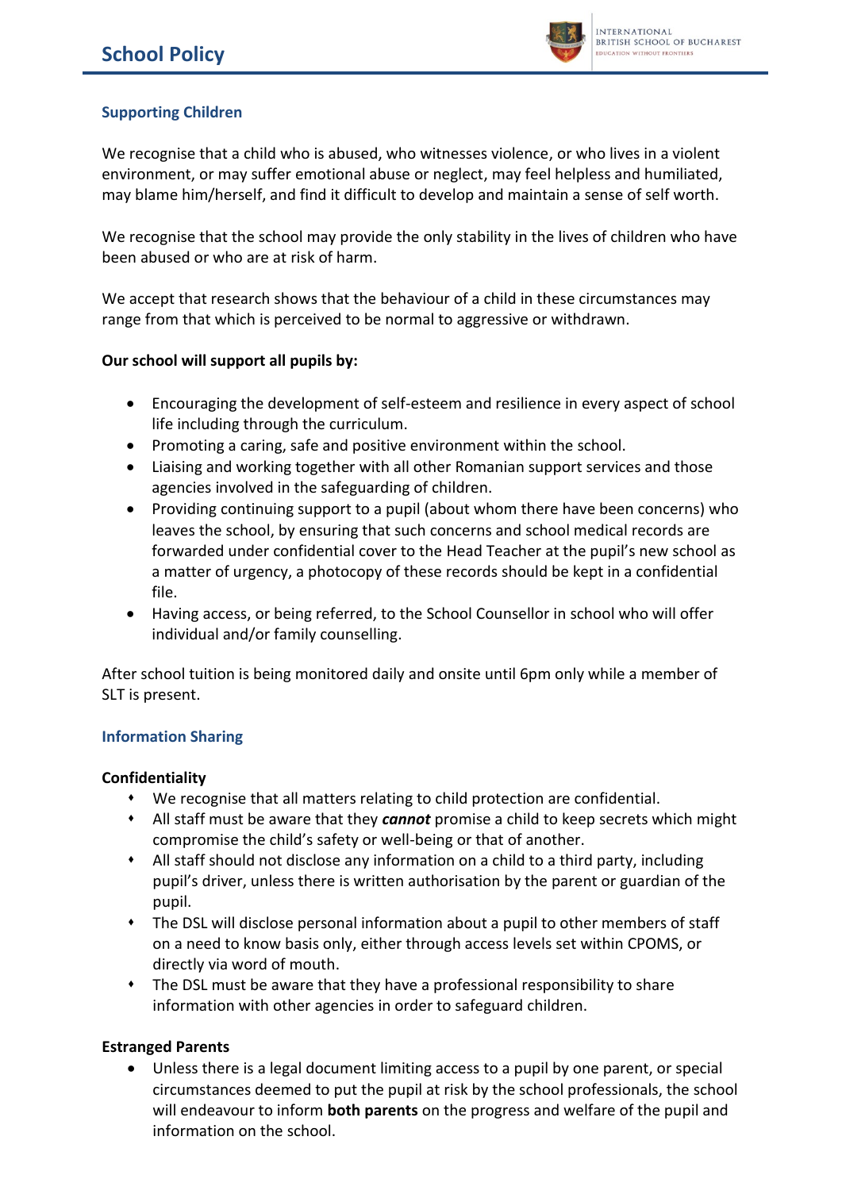### Supporting Children

We recognise that a child who is abused, who witnesses violence, or who lives in a violent environment, or may suffer emotional abuse or neglect, may feel helpless and humiliated, may blame him/herself, and find it difficult to develop and maintain a sense of self worth.

We recognise that the school may provide the only stability in the lives of children who have been abused or who are at risk of harm.

We accept that research shows that the behaviour of a child in these circumstances may range from that which is perceived to be normal to aggressive or withdrawn.

**Our school will support all pupils by:**

- Encouraging the development of self-esteem and resilience in every aspect of school life including through the curriculum.
- Promoting a caring, safe and positive environment within the school.
- Liaising and working together with all other Romanian support services and those agencies involved in the safeguarding of children.
- Providing continuing support to a pupil (about whom there have been concerns) who leaves the school, by ensuring that such concerns and school medical records are forwarded under confidential cover to the Head Teacher at the pupil's new school as a matter of urgency, a photocopy of these records should be kept in a confidential file.
- Having access, or being referred, to the School Counsellor in school who will offer individual and/or family counselling.

After school tuition is being monitored daily and onsite until 6pm only while a member of SLT is present.

### Information Sharing

**Confidentiality**

- We recognise that all matters relating to child protection are confidential.
- All staff must be aware that they ***cannot*** promise a child to keep secrets which might compromise the child's safety or well-being or that of another.
- All staff should not disclose any information on a child to a third party, including pupil's driver, unless there is written authorisation by the parent or guardian of the pupil.
- The DSL will disclose personal information about a pupil to other members of staff on a need to know basis only, either through access levels set within CPOMS, or directly via word of mouth.
- The DSL must be aware that they have a professional responsibility to share information with other agencies in order to safeguard children.

**Estranged Parents**

- Unless there is a legal document limiting access to a pupil by one parent, or special circumstances deemed to put the pupil at risk by the school professionals, the school will endeavour to inform **both parents** on the progress and welfare of the pupil and information on the school.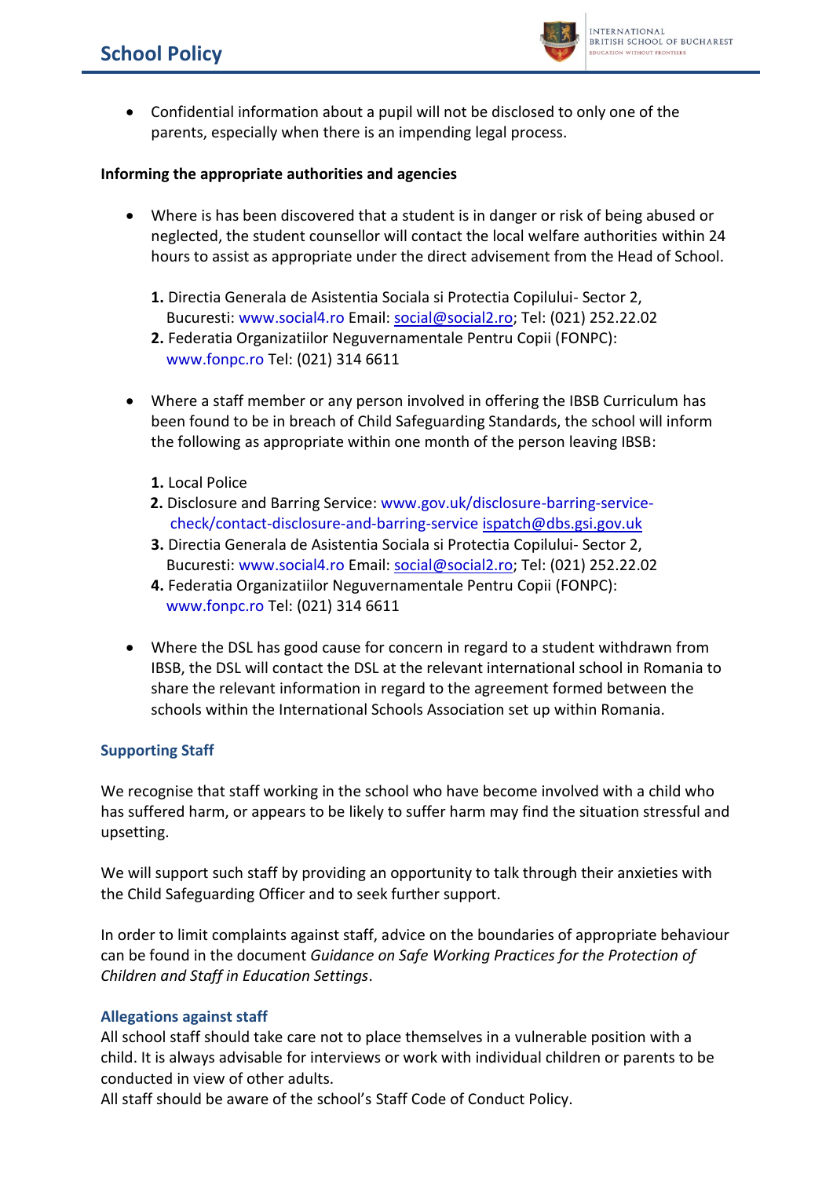- Confidential information about a pupil will not be disclosed to only one of the parents, especially when there is an impending legal process.

**Informing the appropriate authorities and agencies**

- Where is has been discovered that a student is in danger or risk of being abused or neglected, the student counsellor will contact the local welfare authorities within 24 hours to assist as appropriate under the direct advisement from the Head of School.

  1. Directia Generala de Asistentia Sociala si Protectia Copilului- Sector 2, Bucuresti: www.social4.ro Email: social@social2.ro; Tel: (021) 252.22.02
  2. Federatia Organizatiilor Neguvernamentale Pentru Copii (FONPC): www.fonpc.ro Tel: (021) 314 6611

- Where a staff member or any person involved in offering the IBSB Curriculum has been found to be in breach of Child Safeguarding Standards, the school will inform the following as appropriate within one month of the person leaving IBSB:

  1. Local Police
  2. Disclosure and Barring Service: www.gov.uk/disclosure-barring-service-check/contact-disclosure-and-barring-service ispatch@dbs.gsi.gov.uk
  3. Directia Generala de Asistentia Sociala si Protectia Copilului- Sector 2, Bucuresti: www.social4.ro Email: social@social2.ro; Tel: (021) 252.22.02
  4. Federatia Organizatiilor Neguvernamentale Pentru Copii (FONPC): www.fonpc.ro Tel: (021) 314 6611

- Where the DSL has good cause for concern in regard to a student withdrawn from IBSB, the DSL will contact the DSL at the relevant international school in Romania to share the relevant information in regard to the agreement formed between the schools within the International Schools Association set up within Romania.

## Supporting Staff

We recognise that staff working in the school who have become involved with a child who has suffered harm, or appears to be likely to suffer harm may find the situation stressful and upsetting.

We will support such staff by providing an opportunity to talk through their anxieties with the Child Safeguarding Officer and to seek further support.

In order to limit complaints against staff, advice on the boundaries of appropriate behaviour can be found in the document *Guidance on Safe Working Practices for the Protection of Children and Staff in Education Settings*.

## Allegations against staff

All school staff should take care not to place themselves in a vulnerable position with a child. It is always advisable for interviews or work with individual children or parents to be conducted in view of other adults.
All staff should be aware of the school's Staff Code of Conduct Policy.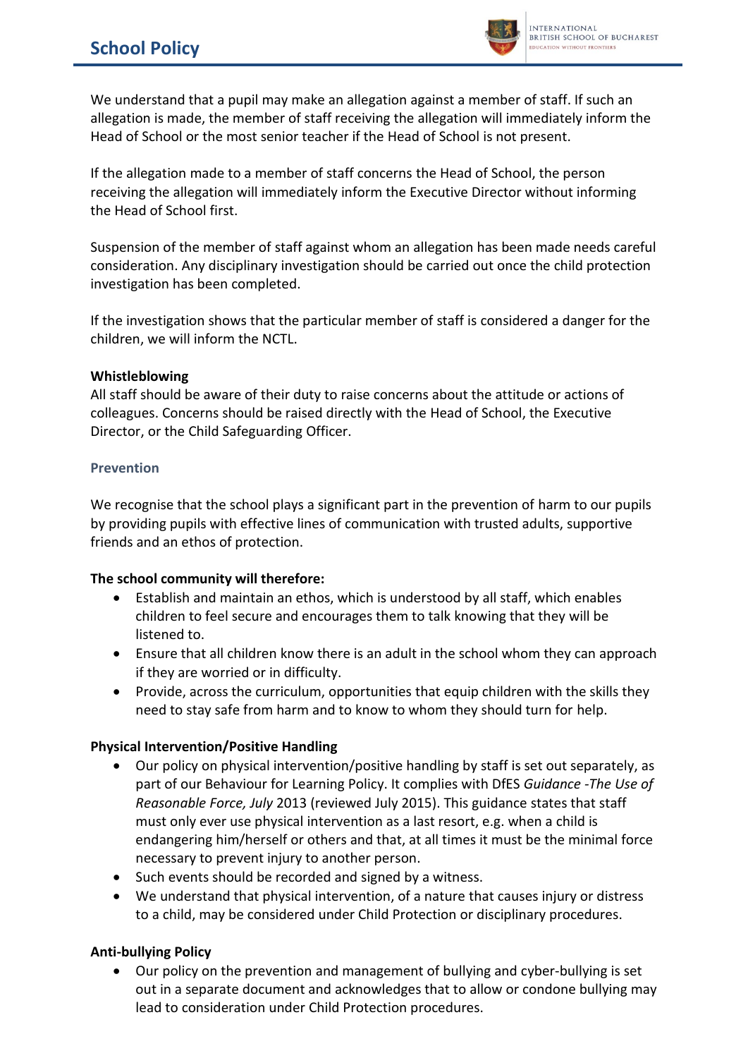We understand that a pupil may make an allegation against a member of staff. If such an allegation is made, the member of staff receiving the allegation will immediately inform the Head of School or the most senior teacher if the Head of School is not present.

If the allegation made to a member of staff concerns the Head of School, the person receiving the allegation will immediately inform the Executive Director without informing the Head of School first.

Suspension of the member of staff against whom an allegation has been made needs careful consideration. Any disciplinary investigation should be carried out once the child protection investigation has been completed.

If the investigation shows that the particular member of staff is considered a danger for the children, we will inform the NCTL.

**Whistleblowing**
All staff should be aware of their duty to raise concerns about the attitude or actions of colleagues. Concerns should be raised directly with the Head of School, the Executive Director, or the Child Safeguarding Officer.

### Prevention

We recognise that the school plays a significant part in the prevention of harm to our pupils by providing pupils with effective lines of communication with trusted adults, supportive friends and an ethos of protection.

**The school community will therefore:**

- Establish and maintain an ethos, which is understood by all staff, which enables children to feel secure and encourages them to talk knowing that they will be listened to.
- Ensure that all children know there is an adult in the school whom they can approach if they are worried or in difficulty.
- Provide, across the curriculum, opportunities that equip children with the skills they need to stay safe from harm and to know to whom they should turn for help.

**Physical Intervention/Positive Handling**

- Our policy on physical intervention/positive handling by staff is set out separately, as part of our Behaviour for Learning Policy. It complies with DfES *Guidance -The Use of Reasonable Force, July* 2013 (reviewed July 2015). This guidance states that staff must only ever use physical intervention as a last resort, e.g. when a child is endangering him/herself or others and that, at all times it must be the minimal force necessary to prevent injury to another person.
- Such events should be recorded and signed by a witness.
- We understand that physical intervention, of a nature that causes injury or distress to a child, may be considered under Child Protection or disciplinary procedures.

**Anti-bullying Policy**

- Our policy on the prevention and management of bullying and cyber-bullying is set out in a separate document and acknowledges that to allow or condone bullying may lead to consideration under Child Protection procedures.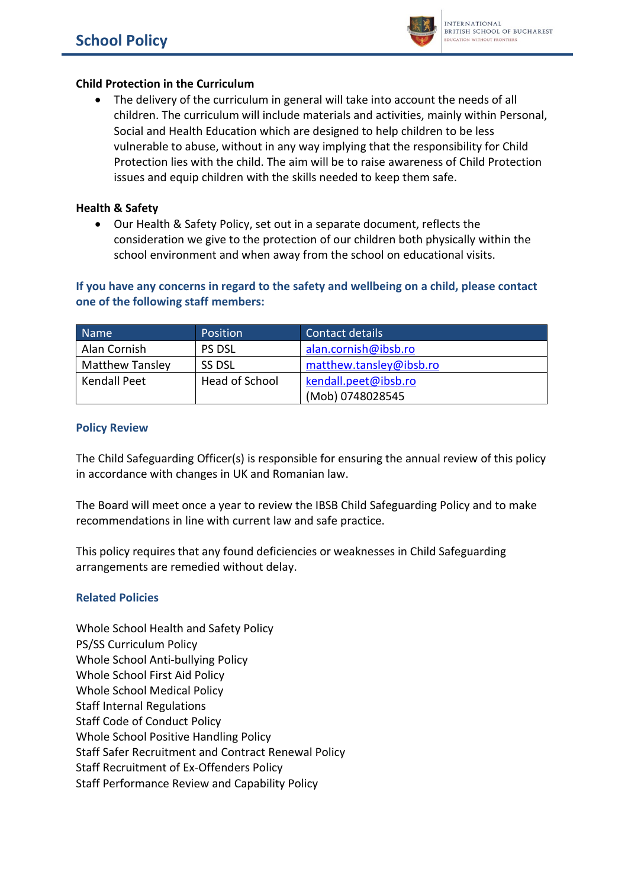### Child Protection in the Curriculum

- The delivery of the curriculum in general will take into account the needs of all children. The curriculum will include materials and activities, mainly within Personal, Social and Health Education which are designed to help children to be less vulnerable to abuse, without in any way implying that the responsibility for Child Protection lies with the child. The aim will be to raise awareness of Child Protection issues and equip children with the skills needed to keep them safe.

### Health & Safety

- Our Health & Safety Policy, set out in a separate document, reflects the consideration we give to the protection of our children both physically within the school environment and when away from the school on educational visits.

**If you have any concerns in regard to the safety and wellbeing on a child, please contact one of the following staff members:**

| Name | Position | Contact details |
|---|---|---|
| Alan Cornish | PS DSL | alan.cornish@ibsb.ro |
| Matthew Tansley | SS DSL | matthew.tansley@ibsb.ro |
| Kendall Peet | Head of School | kendall.peet@ibsb.ro<br>(Mob) 0748028545 |

## Policy Review

The Child Safeguarding Officer(s) is responsible for ensuring the annual review of this policy in accordance with changes in UK and Romanian law.

The Board will meet once a year to review the IBSB Child Safeguarding Policy and to make recommendations in line with current law and safe practice.

This policy requires that any found deficiencies or weaknesses in Child Safeguarding arrangements are remedied without delay.

## Related Policies

Whole School Health and Safety Policy
PS/SS Curriculum Policy
Whole School Anti-bullying Policy
Whole School First Aid Policy
Whole School Medical Policy
Staff Internal Regulations
Staff Code of Conduct Policy
Whole School Positive Handling Policy
Staff Safer Recruitment and Contract Renewal Policy
Staff Recruitment of Ex-Offenders Policy
Staff Performance Review and Capability Policy